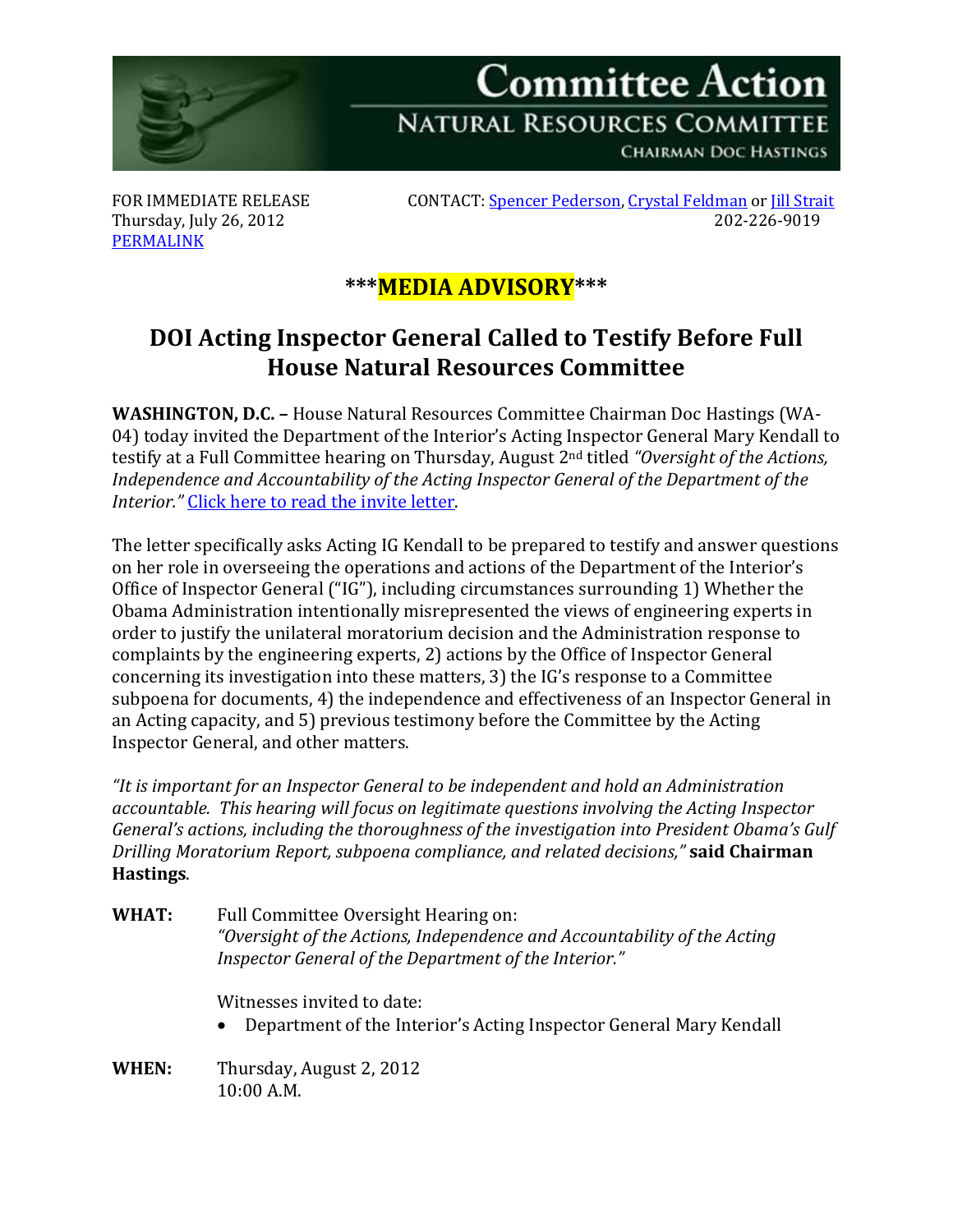# Committee Action

## NATURAL RESOURCES COMMITTEE

CHAIRMAN DOC HASTINGS

FOR IMMEDIATE RELEASE
Thursday, July 26, 2012
PERMALINK

CONTACT: Spencer Pederson, Crystal Feldman or Jill Strait
202-226-9019

***MEDIA ADVISORY***

## DOI Acting Inspector General Called to Testify Before Full House Natural Resources Committee

**WASHINGTON, D.C. –** House Natural Resources Committee Chairman Doc Hastings (WA-04) today invited the Department of the Interior's Acting Inspector General Mary Kendall to testify at a Full Committee hearing on Thursday, August 2nd titled *"Oversight of the Actions, Independence and Accountability of the Acting Inspector General of the Department of the Interior."* Click here to read the invite letter.

The letter specifically asks Acting IG Kendall to be prepared to testify and answer questions on her role in overseeing the operations and actions of the Department of the Interior's Office of Inspector General ("IG"), including circumstances surrounding 1) Whether the Obama Administration intentionally misrepresented the views of engineering experts in order to justify the unilateral moratorium decision and the Administration response to complaints by the engineering experts, 2) actions by the Office of Inspector General concerning its investigation into these matters, 3) the IG's response to a Committee subpoena for documents, 4) the independence and effectiveness of an Inspector General in an Acting capacity, and 5) previous testimony before the Committee by the Acting Inspector General, and other matters.

*"It is important for an Inspector General to be independent and hold an Administration accountable. This hearing will focus on legitimate questions involving the Acting Inspector General's actions, including the thoroughness of the investigation into President Obama's Gulf Drilling Moratorium Report, subpoena compliance, and related decisions,"* **said Chairman Hastings**.

**WHAT:** Full Committee Oversight Hearing on:
*"Oversight of the Actions, Independence and Accountability of the Acting Inspector General of the Department of the Interior."*

Witnesses invited to date:

- Department of the Interior's Acting Inspector General Mary Kendall

**WHEN:** Thursday, August 2, 2012
10:00 A.M.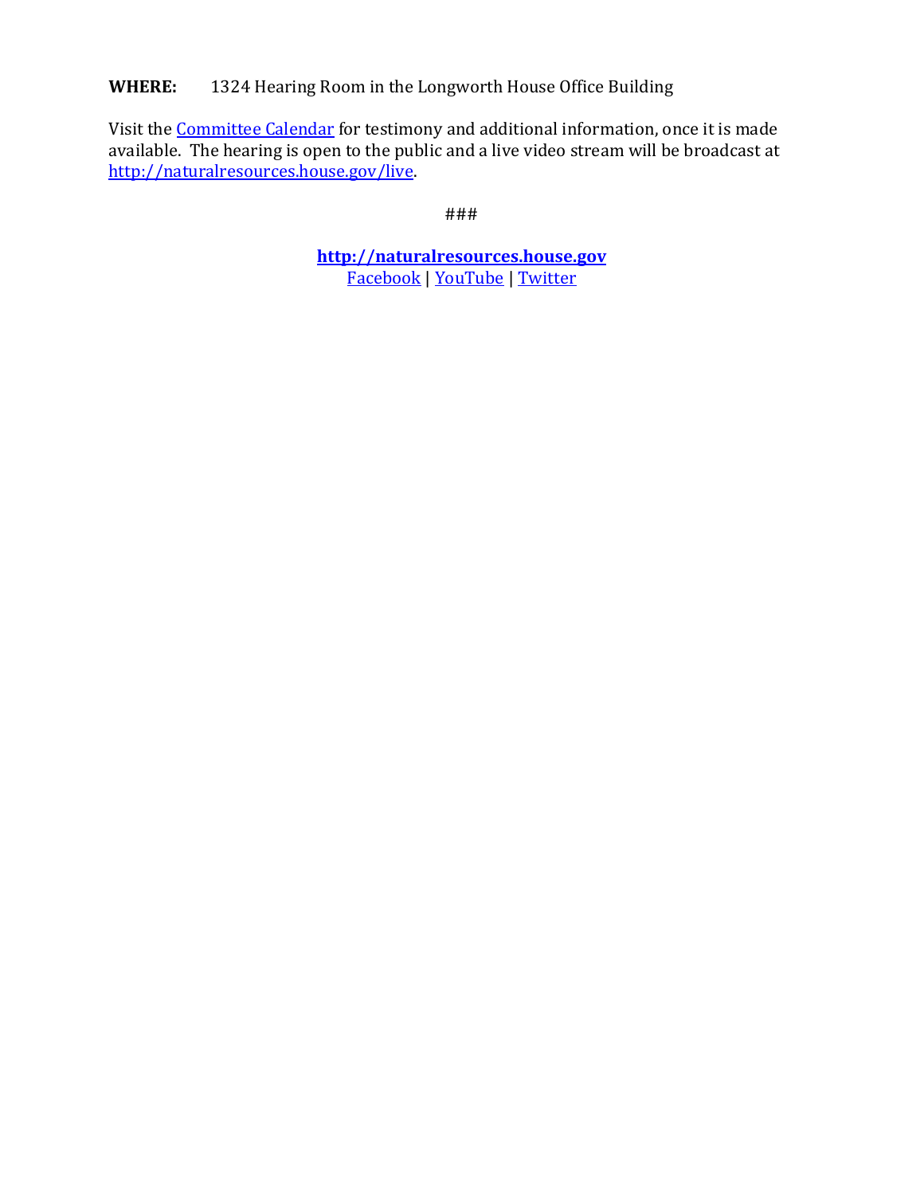**WHERE:** 1324 Hearing Room in the Longworth House Office Building

Visit the Committee Calendar for testimony and additional information, once it is made available. The hearing is open to the public and a live video stream will be broadcast at http://naturalresources.house.gov/live.

###

**http://naturalresources.house.gov**

Facebook | YouTube | Twitter